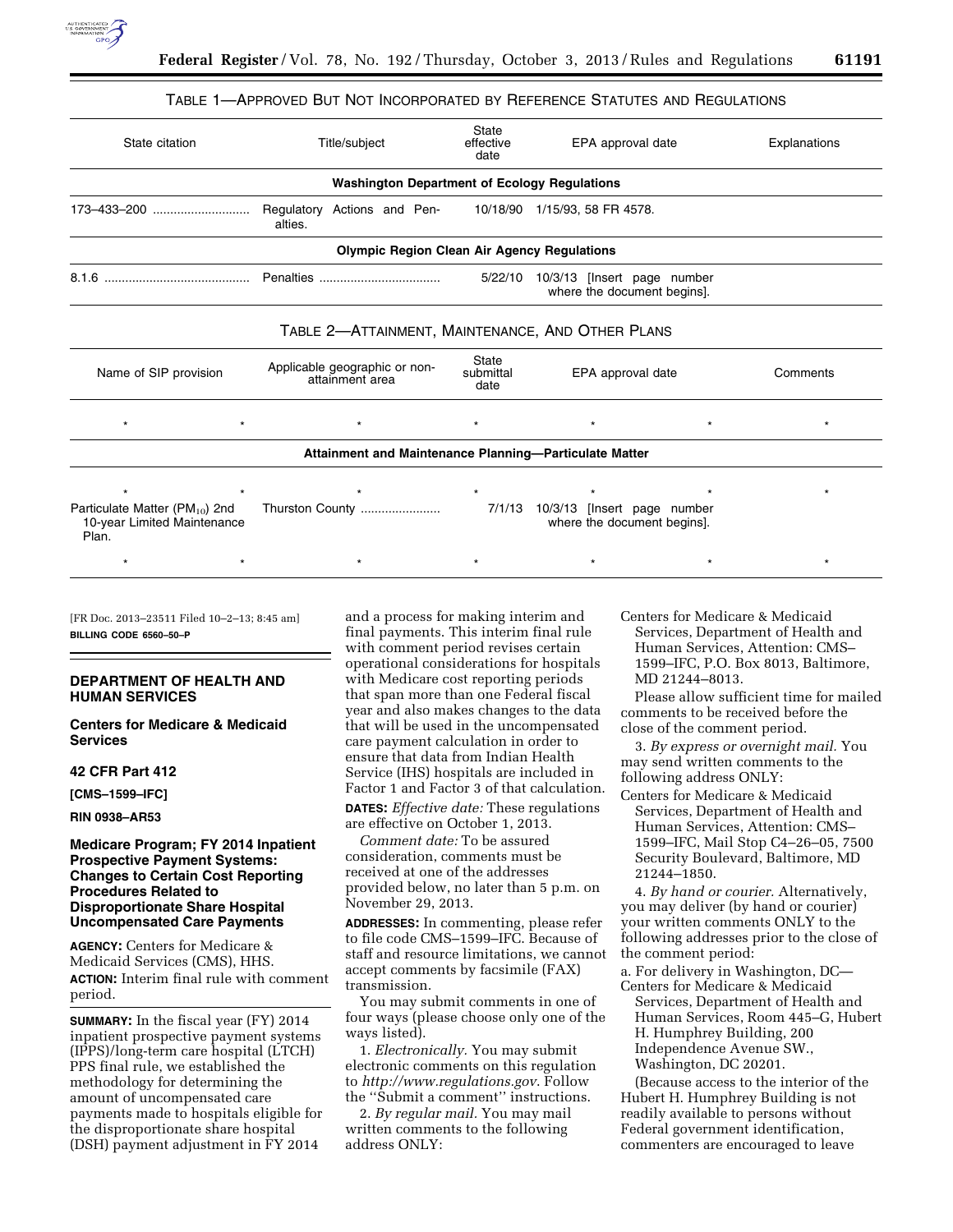TABLE 1—APPROVED BUT NOT INCORPORATED BY REFERENCE STATUTES AND REGULATIONS

| State citation | Title/subject | State effective date | EPA approval date | Explanations |
| --- | --- | --- | --- | --- |
| **Washington Department of Ecology Regulations** | | | | |
| 173–433–200 | Regulatory Actions and Penalties. | 10/18/90 | 1/15/93, 58 FR 4578. | |
| **Olympic Region Clean Air Agency Regulations** | | | | |
| 8.1.6 | Penalties | 5/22/10 | 10/3/13 [Insert page number where the document begins]. | |

TABLE 2—ATTAINMENT, MAINTENANCE, AND OTHER PLANS

| Name of SIP provision | Applicable geographic or non-attainment area | State submittal date | EPA approval date | Comments |
| --- | --- | --- | --- | --- |
| * * | * | * | * * | * |
| **Attainment and Maintenance Planning—Particulate Matter** | | | | |
| * * | * | * | * * | * |
| Particulate Matter ($PM_{10}$) 2nd 10-year Limited Maintenance Plan. | Thurston County | 7/1/13 | 10/3/13 [Insert page number where the document begins]. | |
| * * | * | * | * * | * |

[FR Doc. 2013–23511 Filed 10–2–13; 8:45 am]

**BILLING CODE 6560–50–P**

## DEPARTMENT OF HEALTH AND HUMAN SERVICES

### Centers for Medicare & Medicaid Services

### 42 CFR Part 412

**[CMS–1599–IFC]**

**RIN 0938–AR53**

### Medicare Program; FY 2014 Inpatient Prospective Payment Systems: Changes to Certain Cost Reporting Procedures Related to Disproportionate Share Hospital Uncompensated Care Payments

**AGENCY:** Centers for Medicare & Medicaid Services (CMS), HHS.

**ACTION:** Interim final rule with comment period.

**SUMMARY:** In the fiscal year (FY) 2014 inpatient prospective payment systems (IPPS)/long-term care hospital (LTCH) PPS final rule, we established the methodology for determining the amount of uncompensated care payments made to hospitals eligible for the disproportionate share hospital (DSH) payment adjustment in FY 2014 and a process for making interim and final payments. This interim final rule with comment period revises certain operational considerations for hospitals with Medicare cost reporting periods that span more than one Federal fiscal year and also makes changes to the data that will be used in the uncompensated care payment calculation in order to ensure that data from Indian Health Service (IHS) hospitals are included in Factor 1 and Factor 3 of that calculation.

**DATES:** *Effective date:* These regulations are effective on October 1, 2013.

*Comment date:* To be assured consideration, comments must be received at one of the addresses provided below, no later than 5 p.m. on November 29, 2013.

**ADDRESSES:** In commenting, please refer to file code CMS–1599–IFC. Because of staff and resource limitations, we cannot accept comments by facsimile (FAX) transmission.

You may submit comments in one of four ways (please choose only one of the ways listed).

1. *Electronically.* You may submit electronic comments on this regulation to *http://www.regulations.gov*. Follow the ''Submit a comment'' instructions.

2. *By regular mail.* You may mail written comments to the following address ONLY:

Centers for Medicare & Medicaid Services, Department of Health and Human Services, Attention: CMS–1599–IFC, P.O. Box 8013, Baltimore, MD 21244–8013.

Please allow sufficient time for mailed comments to be received before the close of the comment period.

3. *By express or overnight mail.* You may send written comments to the following address ONLY:

Centers for Medicare & Medicaid Services, Department of Health and Human Services, Attention: CMS–1599–IFC, Mail Stop C4–26–05, 7500 Security Boulevard, Baltimore, MD 21244–1850.

4. *By hand or courier.* Alternatively, you may deliver (by hand or courier) your written comments ONLY to the following addresses prior to the close of the comment period:

a. For delivery in Washington, DC—
Centers for Medicare & Medicaid Services, Department of Health and Human Services, Room 445–G, Hubert H. Humphrey Building, 200 Independence Avenue SW., Washington, DC 20201.

(Because access to the interior of the Hubert H. Humphrey Building is not readily available to persons without Federal government identification, commenters are encouraged to leave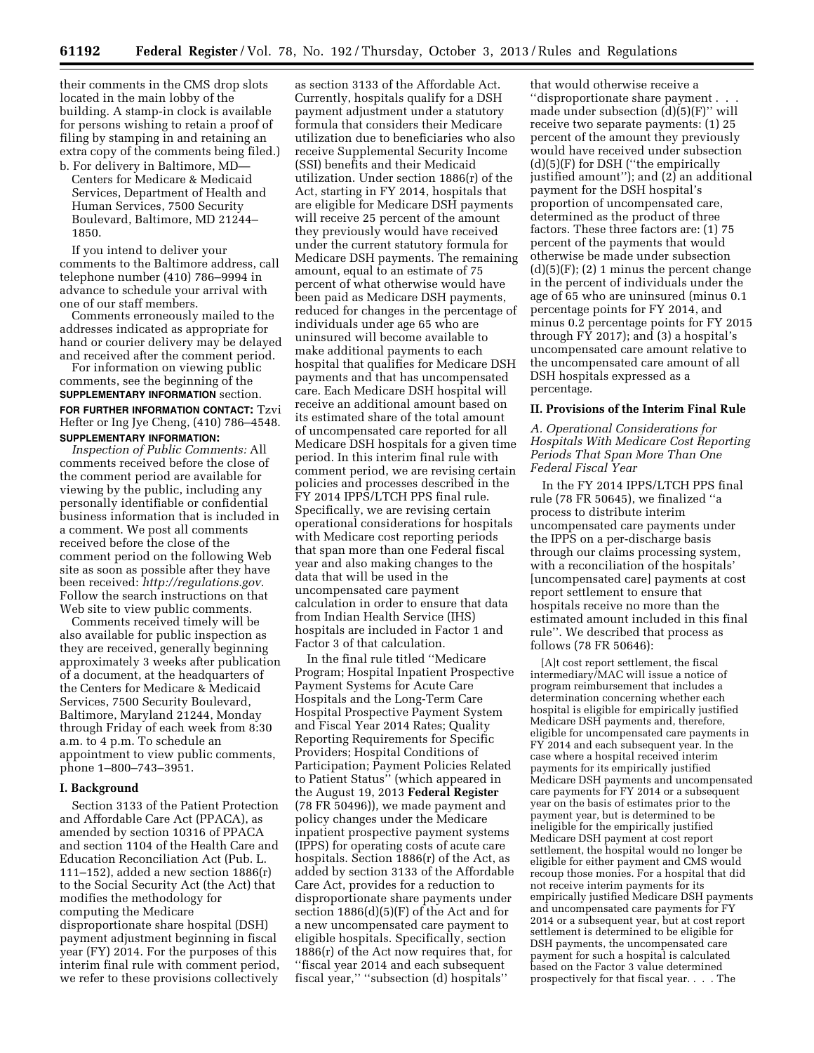their comments in the CMS drop slots located in the main lobby of the building. A stamp-in clock is available for persons wishing to retain a proof of filing by stamping in and retaining an extra copy of the comments being filed.)

b. For delivery in Baltimore, MD—Centers for Medicare & Medicaid Services, Department of Health and Human Services, 7500 Security Boulevard, Baltimore, MD 21244–1850.

If you intend to deliver your comments to the Baltimore address, call telephone number (410) 786–9994 in advance to schedule your arrival with one of our staff members.

Comments erroneously mailed to the addresses indicated as appropriate for hand or courier delivery may be delayed and received after the comment period.

For information on viewing public comments, see the beginning of the **SUPPLEMENTARY INFORMATION** section.

**FOR FURTHER INFORMATION CONTACT:** Tzvi Hefter or Ing Jye Cheng, (410) 786–4548.

**SUPPLEMENTARY INFORMATION:**

*Inspection of Public Comments:* All comments received before the close of the comment period are available for viewing by the public, including any personally identifiable or confidential business information that is included in a comment. We post all comments received before the close of the comment period on the following Web site as soon as possible after they have been received: *http://regulations.gov*. Follow the search instructions on that Web site to view public comments.

Comments received timely will be also available for public inspection as they are received, generally beginning approximately 3 weeks after publication of a document, at the headquarters of the Centers for Medicare & Medicaid Services, 7500 Security Boulevard, Baltimore, Maryland 21244, Monday through Friday of each week from 8:30 a.m. to 4 p.m. To schedule an appointment to view public comments, phone 1–800–743–3951.

## I. Background

Section 3133 of the Patient Protection and Affordable Care Act (PPACA), as amended by section 10316 of PPACA and section 1104 of the Health Care and Education Reconciliation Act (Pub. L. 111–152), added a new section 1886(r) to the Social Security Act (the Act) that modifies the methodology for computing the Medicare disproportionate share hospital (DSH) payment adjustment beginning in fiscal year (FY) 2014. For the purposes of this interim final rule with comment period, we refer to these provisions collectively as section 3133 of the Affordable Act. Currently, hospitals qualify for a DSH payment adjustment under a statutory formula that considers their Medicare utilization due to beneficiaries who also receive Supplemental Security Income (SSI) benefits and their Medicaid utilization. Under section 1886(r) of the Act, starting in FY 2014, hospitals that are eligible for Medicare DSH payments will receive 25 percent of the amount they previously would have received under the current statutory formula for Medicare DSH payments. The remaining amount, equal to an estimate of 75 percent of what otherwise would have been paid as Medicare DSH payments, reduced for changes in the percentage of individuals under age 65 who are uninsured will become available to make additional payments to each hospital that qualifies for Medicare DSH payments and that has uncompensated care. Each Medicare DSH hospital will receive an additional amount based on its estimated share of the total amount of uncompensated care reported for all Medicare DSH hospitals for a given time period. In this interim final rule with comment period, we are revising certain policies and processes described in the FY 2014 IPPS/LTCH PPS final rule. Specifically, we are revising certain operational considerations for hospitals with Medicare cost reporting periods that span more than one Federal fiscal year and also making changes to the data that will be used in the uncompensated care payment calculation in order to ensure that data from Indian Health Service (IHS) hospitals are included in Factor 1 and Factor 3 of that calculation.

In the final rule titled ''Medicare Program; Hospital Inpatient Prospective Payment Systems for Acute Care Hospitals and the Long-Term Care Hospital Prospective Payment System and Fiscal Year 2014 Rates; Quality Reporting Requirements for Specific Providers; Hospital Conditions of Participation; Payment Policies Related to Patient Status'' (which appeared in the August 19, 2013 **Federal Register** (78 FR 50496)), we made payment and policy changes under the Medicare inpatient prospective payment systems (IPPS) for operating costs of acute care hospitals. Section 1886(r) of the Act, as added by section 3133 of the Affordable Care Act, provides for a reduction to disproportionate share payments under section 1886(d)(5)(F) of the Act and for a new uncompensated care payment to eligible hospitals. Specifically, section 1886(r) of the Act now requires that, for ''fiscal year 2014 and each subsequent fiscal year,'' ''subsection (d) hospitals'' that would otherwise receive a ''disproportionate share payment . . . made under subsection (d)(5)(F)'' will receive two separate payments: (1) 25 percent of the amount they previously would have received under subsection (d)(5)(F) for DSH (''the empirically justified amount''); and (2) an additional payment for the DSH hospital's proportion of uncompensated care, determined as the product of three factors. These three factors are: (1) 75 percent of the payments that would otherwise be made under subsection (d)(5)(F); (2) 1 minus the percent change in the percent of individuals under the age of 65 who are uninsured (minus 0.1 percentage points for FY 2014, and minus 0.2 percentage points for FY 2015 through FY 2017); and (3) a hospital's uncompensated care amount relative to the uncompensated care amount of all DSH hospitals expressed as a percentage.

## II. Provisions of the Interim Final Rule

### *A. Operational Considerations for Hospitals With Medicare Cost Reporting Periods That Span More Than One Federal Fiscal Year*

In the FY 2014 IPPS/LTCH PPS final rule (78 FR 50645), we finalized ''a process to distribute interim uncompensated care payments under the IPPS on a per-discharge basis through our claims processing system, with a reconciliation of the hospitals' [uncompensated care] payments at cost report settlement to ensure that hospitals receive no more than the estimated amount included in this final rule''. We described that process as follows (78 FR 50646):

> [A]t cost report settlement, the fiscal intermediary/MAC will issue a notice of program reimbursement that includes a determination concerning whether each hospital is eligible for empirically justified Medicare DSH payments and, therefore, eligible for uncompensated care payments in FY 2014 and each subsequent year. In the case where a hospital received interim payments for its empirically justified Medicare DSH payments and uncompensated care payments for FY 2014 or a subsequent year on the basis of estimates prior to the payment year, but is determined to be ineligible for the empirically justified Medicare DSH payment at cost report settlement, the hospital would no longer be eligible for either payment and CMS would recoup those monies. For a hospital that did not receive interim payments for its empirically justified Medicare DSH payments and uncompensated care payments for FY 2014 or a subsequent year, but at cost report settlement is determined to be eligible for DSH payments, the uncompensated care payment for such a hospital is calculated based on the Factor 3 value determined prospectively for that fiscal year. . . . The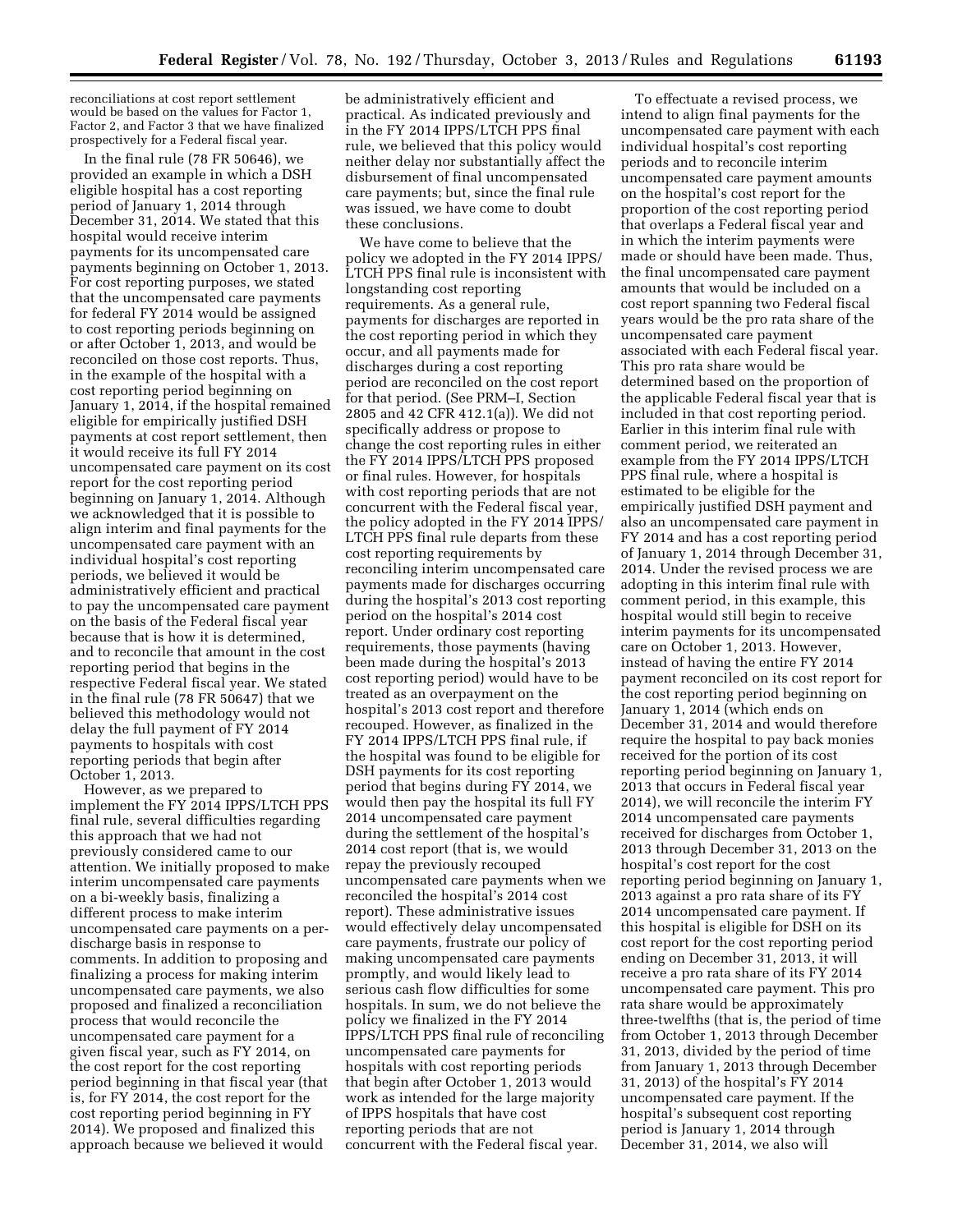reconciliations at cost report settlement would be based on the values for Factor 1, Factor 2, and Factor 3 that we have finalized prospectively for a Federal fiscal year.

In the final rule (78 FR 50646), we provided an example in which a DSH eligible hospital has a cost reporting period of January 1, 2014 through December 31, 2014. We stated that this hospital would receive interim payments for its uncompensated care payments beginning on October 1, 2013. For cost reporting purposes, we stated that the uncompensated care payments for federal FY 2014 would be assigned to cost reporting periods beginning on or after October 1, 2013, and would be reconciled on those cost reports. Thus, in the example of the hospital with a cost reporting period beginning on January 1, 2014, if the hospital remained eligible for empirically justified DSH payments at cost report settlement, then it would receive its full FY 2014 uncompensated care payment on its cost report for the cost reporting period beginning on January 1, 2014. Although we acknowledged that it is possible to align interim and final payments for the uncompensated care payment with an individual hospital's cost reporting periods, we believed it would be administratively efficient and practical to pay the uncompensated care payment on the basis of the Federal fiscal year because that is how it is determined, and to reconcile that amount in the cost reporting period that begins in the respective Federal fiscal year. We stated in the final rule (78 FR 50647) that we believed this methodology would not delay the full payment of FY 2014 payments to hospitals with cost reporting periods that begin after October 1, 2013.

However, as we prepared to implement the FY 2014 IPPS/LTCH PPS final rule, several difficulties regarding this approach that we had not previously considered came to our attention. We initially proposed to make interim uncompensated care payments on a bi-weekly basis, finalizing a different process to make interim uncompensated care payments on a per-discharge basis in response to comments. In addition to proposing and finalizing a process for making interim uncompensated care payments, we also proposed and finalized a reconciliation process that would reconcile the uncompensated care payment for a given fiscal year, such as FY 2014, on the cost report for the cost reporting period beginning in that fiscal year (that is, for FY 2014, the cost report for the cost reporting period beginning in FY 2014). We proposed and finalized this approach because we believed it would be administratively efficient and practical. As indicated previously and in the FY 2014 IPPS/LTCH PPS final rule, we believed that this policy would neither delay nor substantially affect the disbursement of final uncompensated care payments; but, since the final rule was issued, we have come to doubt these conclusions.

We have come to believe that the policy we adopted in the FY 2014 IPPS/LTCH PPS final rule is inconsistent with longstanding cost reporting requirements. As a general rule, payments for discharges are reported in the cost reporting period in which they occur, and all payments made for discharges during a cost reporting period are reconciled on the cost report for that period. (See PRM–I, Section 2805 and 42 CFR 412.1(a)). We did not specifically address or propose to change the cost reporting rules in either the FY 2014 IPPS/LTCH PPS proposed or final rules. However, for hospitals with cost reporting periods that are not concurrent with the Federal fiscal year, the policy adopted in the FY 2014 IPPS/LTCH PPS final rule departs from these cost reporting requirements by reconciling interim uncompensated care payments made for discharges occurring during the hospital's 2013 cost reporting period on the hospital's 2014 cost report. Under ordinary cost reporting requirements, those payments (having been made during the hospital's 2013 cost reporting period) would have to be treated as an overpayment on the hospital's 2013 cost report and therefore recouped. However, as finalized in the FY 2014 IPPS/LTCH PPS final rule, if the hospital was found to be eligible for DSH payments for its cost reporting period that begins during FY 2014, we would then pay the hospital its full FY 2014 uncompensated care payment during the settlement of the hospital's 2014 cost report (that is, we would repay the previously recouped uncompensated care payments when we reconciled the hospital's 2014 cost report). These administrative issues would effectively delay uncompensated care payments, frustrate our policy of making uncompensated care payments promptly, and would likely lead to serious cash flow difficulties for some hospitals. In sum, we do not believe the policy we finalized in the FY 2014 IPPS/LTCH PPS final rule of reconciling uncompensated care payments for hospitals with cost reporting periods that begin after October 1, 2013 would work as intended for the large majority of IPPS hospitals that have cost reporting periods that are not concurrent with the Federal fiscal year.

To effectuate a revised process, we intend to align final payments for the uncompensated care payment with each individual hospital's cost reporting periods and to reconcile interim uncompensated care payment amounts on the hospital's cost report for the proportion of the cost reporting period that overlaps a Federal fiscal year and in which the interim payments were made or should have been made. Thus, the final uncompensated care payment amounts that would be included on a cost report spanning two Federal fiscal years would be the pro rata share of the uncompensated care payment associated with each Federal fiscal year. This pro rata share would be determined based on the proportion of the applicable Federal fiscal year that is included in that cost reporting period. Earlier in this interim final rule with comment period, we reiterated an example from the FY 2014 IPPS/LTCH PPS final rule, where a hospital is estimated to be eligible for the empirically justified DSH payment and also an uncompensated care payment in FY 2014 and has a cost reporting period of January 1, 2014 through December 31, 2014. Under the revised process we are adopting in this interim final rule with comment period, in this example, this hospital would still begin to receive interim payments for its uncompensated care on October 1, 2013. However, instead of having the entire FY 2014 payment reconciled on its cost report for the cost reporting period beginning on January 1, 2014 (which ends on December 31, 2014 and would therefore require the hospital to pay back monies received for the portion of its cost reporting period beginning on January 1, 2013 that occurs in Federal fiscal year 2014), we will reconcile the interim FY 2014 uncompensated care payments received for discharges from October 1, 2013 through December 31, 2013 on the hospital's cost report for the cost reporting period beginning on January 1, 2013 against a pro rata share of its FY 2014 uncompensated care payment. If this hospital is eligible for DSH on its cost report for the cost reporting period ending on December 31, 2013, it will receive a pro rata share of its FY 2014 uncompensated care payment. This pro rata share would be approximately three-twelfths (that is, the period of time from October 1, 2013 through December 31, 2013, divided by the period of time from January 1, 2013 through December 31, 2013) of the hospital's FY 2014 uncompensated care payment. If the hospital's subsequent cost reporting period is January 1, 2014 through December 31, 2014, we also will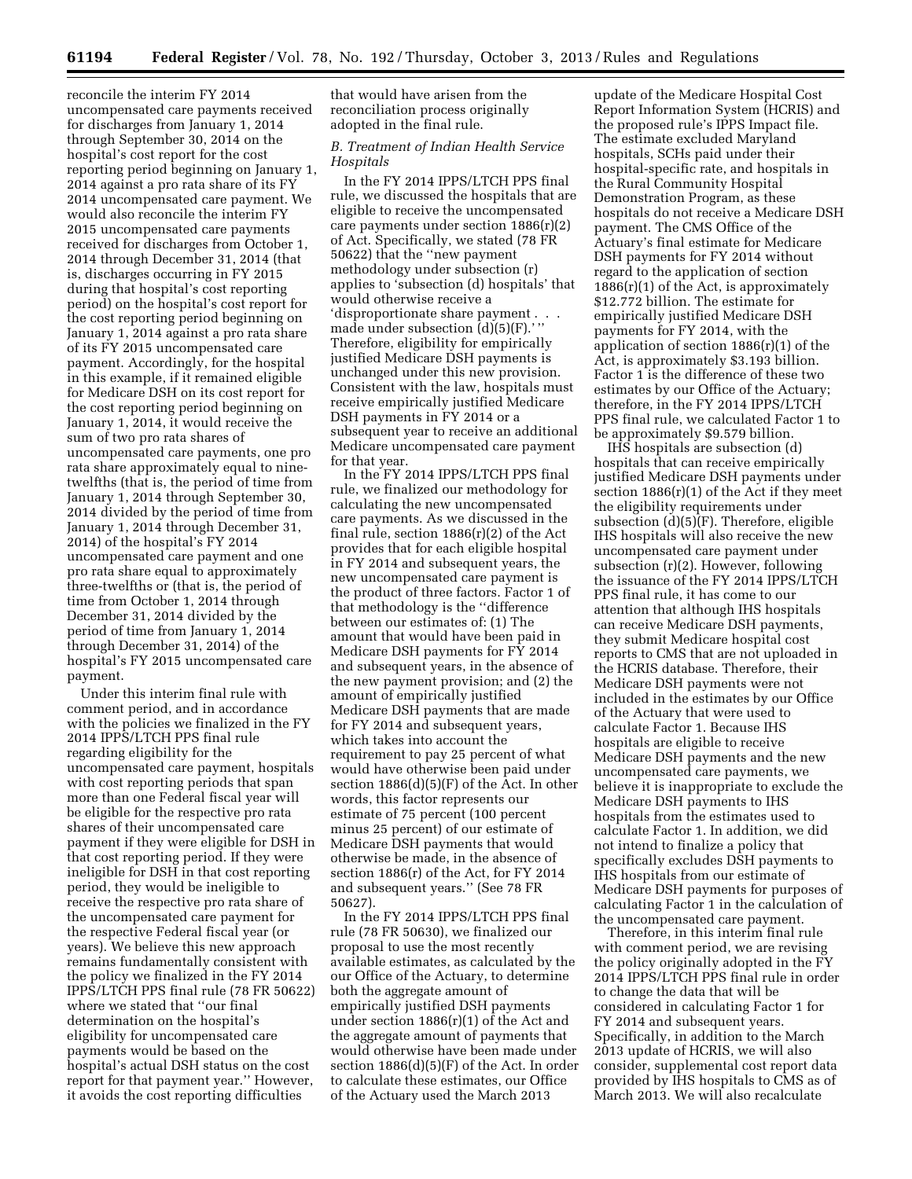reconcile the interim FY 2014 uncompensated care payments received for discharges from January 1, 2014 through September 30, 2014 on the hospital's cost report for the cost reporting period beginning on January 1, 2014 against a pro rata share of its FY 2014 uncompensated care payment. We would also reconcile the interim FY 2015 uncompensated care payments received for discharges from October 1, 2014 through December 31, 2014 (that is, discharges occurring in FY 2015 during that hospital's cost reporting period) on the hospital's cost report for the cost reporting period beginning on January 1, 2014 against a pro rata share of its FY 2015 uncompensated care payment. Accordingly, for the hospital in this example, if it remained eligible for Medicare DSH on its cost report for the cost reporting period beginning on January 1, 2014, it would receive the sum of two pro rata shares of uncompensated care payments, one pro rata share approximately equal to nine-twelfths (that is, the period of time from January 1, 2014 through September 30, 2014 divided by the period of time from January 1, 2014 through December 31, 2014) of the hospital's FY 2014 uncompensated care payment and one pro rata share equal to approximately three-twelfths or (that is, the period of time from October 1, 2014 through December 31, 2014 divided by the period of time from January 1, 2014 through December 31, 2014) of the hospital's FY 2015 uncompensated care payment.

Under this interim final rule with comment period, and in accordance with the policies we finalized in the FY 2014 IPPS/LTCH PPS final rule regarding eligibility for the uncompensated care payment, hospitals with cost reporting periods that span more than one Federal fiscal year will be eligible for the respective pro rata shares of their uncompensated care payment if they were eligible for DSH in that cost reporting period. If they were ineligible for DSH in that cost reporting period, they would be ineligible to receive the respective pro rata share of the uncompensated care payment for the respective Federal fiscal year (or years). We believe this new approach remains fundamentally consistent with the policy we finalized in the FY 2014 IPPS/LTCH PPS final rule (78 FR 50622) where we stated that "our final determination on the hospital's eligibility for uncompensated care payments would be based on the hospital's actual DSH status on the cost report for that payment year." However, it avoids the cost reporting difficulties that would have arisen from the reconciliation process originally adopted in the final rule.

### *B. Treatment of Indian Health Service Hospitals*

In the FY 2014 IPPS/LTCH PPS final rule, we discussed the hospitals that are eligible to receive the uncompensated care payments under section 1886(r)(2) of Act. Specifically, we stated (78 FR 50622) that the "new payment methodology under subsection (r) applies to 'subsection (d) hospitals' that would otherwise receive a 'disproportionate share payment . . . made under subsection (d)(5)(F).'" Therefore, eligibility for empirically justified Medicare DSH payments is unchanged under this new provision. Consistent with the law, hospitals must receive empirically justified Medicare DSH payments in FY 2014 or a subsequent year to receive an additional Medicare uncompensated care payment for that year.

In the FY 2014 IPPS/LTCH PPS final rule, we finalized our methodology for calculating the new uncompensated care payments. As we discussed in the final rule, section 1886(r)(2) of the Act provides that for each eligible hospital in FY 2014 and subsequent years, the new uncompensated care payment is the product of three factors. Factor 1 of that methodology is the "difference between our estimates of: (1) The amount that would have been paid in Medicare DSH payments for FY 2014 and subsequent years, in the absence of the new payment provision; and (2) the amount of empirically justified Medicare DSH payments that are made for FY 2014 and subsequent years, which takes into account the requirement to pay 25 percent of what would have otherwise been paid under section 1886(d)(5)(F) of the Act. In other words, this factor represents our estimate of 75 percent (100 percent minus 25 percent) of our estimate of Medicare DSH payments that would otherwise be made, in the absence of section 1886(r) of the Act, for FY 2014 and subsequent years." (See 78 FR 50627).

In the FY 2014 IPPS/LTCH PPS final rule (78 FR 50630), we finalized our proposal to use the most recently available estimates, as calculated by the our Office of the Actuary, to determine both the aggregate amount of empirically justified DSH payments under section 1886(r)(1) of the Act and the aggregate amount of payments that would otherwise have been made under section 1886(d)(5)(F) of the Act. In order to calculate these estimates, our Office of the Actuary used the March 2013 update of the Medicare Hospital Cost Report Information System (HCRIS) and the proposed rule's IPPS Impact file. The estimate excluded Maryland hospitals, SCHs paid under their hospital-specific rate, and hospitals in the Rural Community Hospital Demonstration Program, as these hospitals do not receive a Medicare DSH payment. The CMS Office of the Actuary's final estimate for Medicare DSH payments for FY 2014 without regard to the application of section 1886(r)(1) of the Act, is approximately \$12.772 billion. The estimate for empirically justified Medicare DSH payments for FY 2014, with the application of section 1886(r)(1) of the Act, is approximately \$3.193 billion. Factor 1 is the difference of these two estimates by our Office of the Actuary; therefore, in the FY 2014 IPPS/LTCH PPS final rule, we calculated Factor 1 to be approximately \$9.579 billion.

IHS hospitals are subsection (d) hospitals that can receive empirically justified Medicare DSH payments under section 1886(r)(1) of the Act if they meet the eligibility requirements under subsection (d)(5)(F). Therefore, eligible IHS hospitals will also receive the new uncompensated care payment under subsection (r)(2). However, following the issuance of the FY 2014 IPPS/LTCH PPS final rule, it has come to our attention that although IHS hospitals can receive Medicare DSH payments, they submit Medicare hospital cost reports to CMS that are not uploaded in the HCRIS database. Therefore, their Medicare DSH payments were not included in the estimates by our Office of the Actuary that were used to calculate Factor 1. Because IHS hospitals are eligible to receive Medicare DSH payments and the new uncompensated care payments, we believe it is inappropriate to exclude the Medicare DSH payments to IHS hospitals from the estimates used to calculate Factor 1. In addition, we did not intend to finalize a policy that specifically excludes DSH payments to IHS hospitals from our estimate of Medicare DSH payments for purposes of calculating Factor 1 in the calculation of the uncompensated care payment.

Therefore, in this interim final rule with comment period, we are revising the policy originally adopted in the FY 2014 IPPS/LTCH PPS final rule in order to change the data that will be considered in calculating Factor 1 for FY 2014 and subsequent years. Specifically, in addition to the March 2013 update of HCRIS, we will also consider, supplemental cost report data provided by IHS hospitals to CMS as of March 2013. We will also recalculate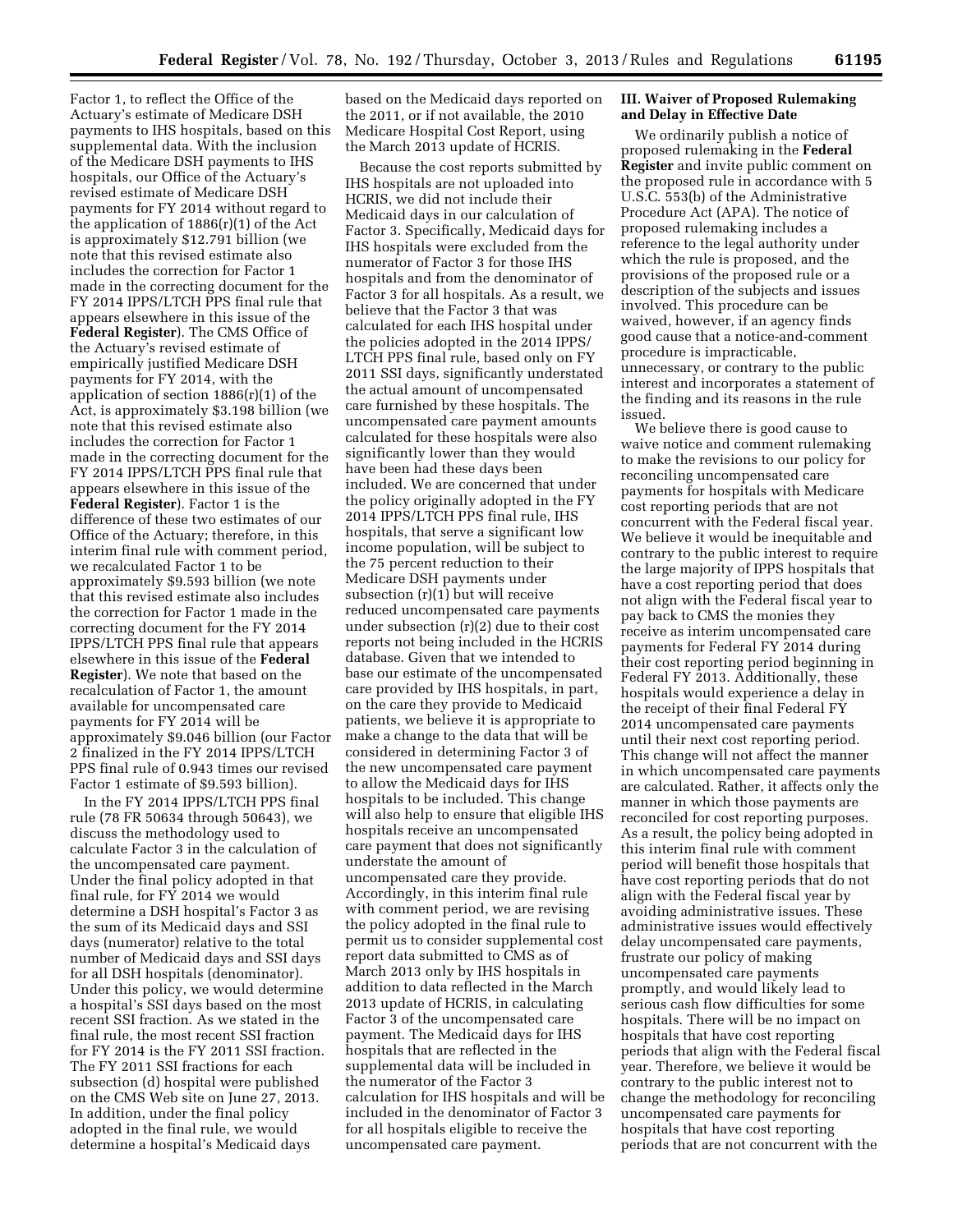Factor 1, to reflect the Office of the Actuary's estimate of Medicare DSH payments to IHS hospitals, based on this supplemental data. With the inclusion of the Medicare DSH payments to IHS hospitals, our Office of the Actuary's revised estimate of Medicare DSH payments for FY 2014 without regard to the application of 1886(r)(1) of the Act is approximately $12.791 billion (we note that this revised estimate also includes the correction for Factor 1 made in the correcting document for the FY 2014 IPPS/LTCH PPS final rule that appears elsewhere in this issue of the **Federal Register**). The CMS Office of the Actuary's revised estimate of empirically justified Medicare DSH payments for FY 2014, with the application of section 1886(r)(1) of the Act, is approximately $3.198 billion (we note that this revised estimate also includes the correction for Factor 1 made in the correcting document for the FY 2014 IPPS/LTCH PPS final rule that appears elsewhere in this issue of the **Federal Register**). Factor 1 is the difference of these two estimates of our Office of the Actuary; therefore, in this interim final rule with comment period, we recalculated Factor 1 to be approximately $9.593 billion (we note that this revised estimate also includes the correction for Factor 1 made in the correcting document for the FY 2014 IPPS/LTCH PPS final rule that appears elsewhere in this issue of the **Federal Register**). We note that based on the recalculation of Factor 1, the amount available for uncompensated care payments for FY 2014 will be approximately $9.046 billion (our Factor 2 finalized in the FY 2014 IPPS/LTCH PPS final rule of 0.943 times our revised Factor 1 estimate of $9.593 billion).

In the FY 2014 IPPS/LTCH PPS final rule (78 FR 50634 through 50643), we discuss the methodology used to calculate Factor 3 in the calculation of the uncompensated care payment. Under the final policy adopted in that final rule, for FY 2014 we would determine a DSH hospital's Factor 3 as the sum of its Medicaid days and SSI days (numerator) relative to the total number of Medicaid days and SSI days for all DSH hospitals (denominator). Under this policy, we would determine a hospital's SSI days based on the most recent SSI fraction. As we stated in the final rule, the most recent SSI fraction for FY 2014 is the FY 2011 SSI fraction. The FY 2011 SSI fractions for each subsection (d) hospital were published on the CMS Web site on June 27, 2013. In addition, under the final policy adopted in the final rule, we would determine a hospital's Medicaid days based on the Medicaid days reported on the 2011, or if not available, the 2010 Medicare Hospital Cost Report, using the March 2013 update of HCRIS.

Because the cost reports submitted by IHS hospitals are not uploaded into HCRIS, we did not include their Medicaid days in our calculation of Factor 3. Specifically, Medicaid days for IHS hospitals were excluded from the numerator of Factor 3 for those IHS hospitals and from the denominator of Factor 3 for all hospitals. As a result, we believe that the Factor 3 that was calculated for each IHS hospital under the policies adopted in the 2014 IPPS/LTCH PPS final rule, based only on FY 2011 SSI days, significantly understated the actual amount of uncompensated care furnished by these hospitals. The uncompensated care payment amounts calculated for these hospitals were also significantly lower than they would have been had these days been included. We are concerned that under the policy originally adopted in the FY 2014 IPPS/LTCH PPS final rule, IHS hospitals, that serve a significant low income population, will be subject to the 75 percent reduction to their Medicare DSH payments under subsection (r)(1) but will receive reduced uncompensated care payments under subsection (r)(2) due to their cost reports not being included in the HCRIS database. Given that we intended to base our estimate of the uncompensated care provided by IHS hospitals, in part, on the care they provide to Medicaid patients, we believe it is appropriate to make a change to the data that will be considered in determining Factor 3 of the new uncompensated care payment to allow the Medicaid days for IHS hospitals to be included. This change will also help to ensure that eligible IHS hospitals receive an uncompensated care payment that does not significantly understate the amount of uncompensated care they provide. Accordingly, in this interim final rule with comment period, we are revising the policy adopted in the final rule to permit us to consider supplemental cost report data submitted to CMS as of March 2013 only by IHS hospitals in addition to data reflected in the March 2013 update of HCRIS, in calculating Factor 3 of the uncompensated care payment. The Medicaid days for IHS hospitals that are reflected in the supplemental data will be included in the numerator of the Factor 3 calculation for IHS hospitals and will be included in the denominator of Factor 3 for all hospitals eligible to receive the uncompensated care payment.

## III. Waiver of Proposed Rulemaking and Delay in Effective Date

We ordinarily publish a notice of proposed rulemaking in the **Federal Register** and invite public comment on the proposed rule in accordance with 5 U.S.C. 553(b) of the Administrative Procedure Act (APA). The notice of proposed rulemaking includes a reference to the legal authority under which the rule is proposed, and the provisions of the proposed rule or a description of the subjects and issues involved. This procedure can be waived, however, if an agency finds good cause that a notice-and-comment procedure is impracticable, unnecessary, or contrary to the public interest and incorporates a statement of the finding and its reasons in the rule issued.

We believe there is good cause to waive notice and comment rulemaking to make the revisions to our policy for reconciling uncompensated care payments for hospitals with Medicare cost reporting periods that are not concurrent with the Federal fiscal year. We believe it would be inequitable and contrary to the public interest to require the large majority of IPPS hospitals that have a cost reporting period that does not align with the Federal fiscal year to pay back to CMS the monies they receive as interim uncompensated care payments for Federal FY 2014 during their cost reporting period beginning in Federal FY 2013. Additionally, these hospitals would experience a delay in the receipt of their final Federal FY 2014 uncompensated care payments until their next cost reporting period. This change will not affect the manner in which uncompensated care payments are calculated. Rather, it affects only the manner in which those payments are reconciled for cost reporting purposes. As a result, the policy being adopted in this interim final rule with comment period will benefit those hospitals that have cost reporting periods that do not align with the Federal fiscal year by avoiding administrative issues. These administrative issues would effectively delay uncompensated care payments, frustrate our policy of making uncompensated care payments promptly, and would likely lead to serious cash flow difficulties for some hospitals. There will be no impact on hospitals that have cost reporting periods that align with the Federal fiscal year. Therefore, we believe it would be contrary to the public interest not to change the methodology for reconciling uncompensated care payments for hospitals that have cost reporting periods that are not concurrent with the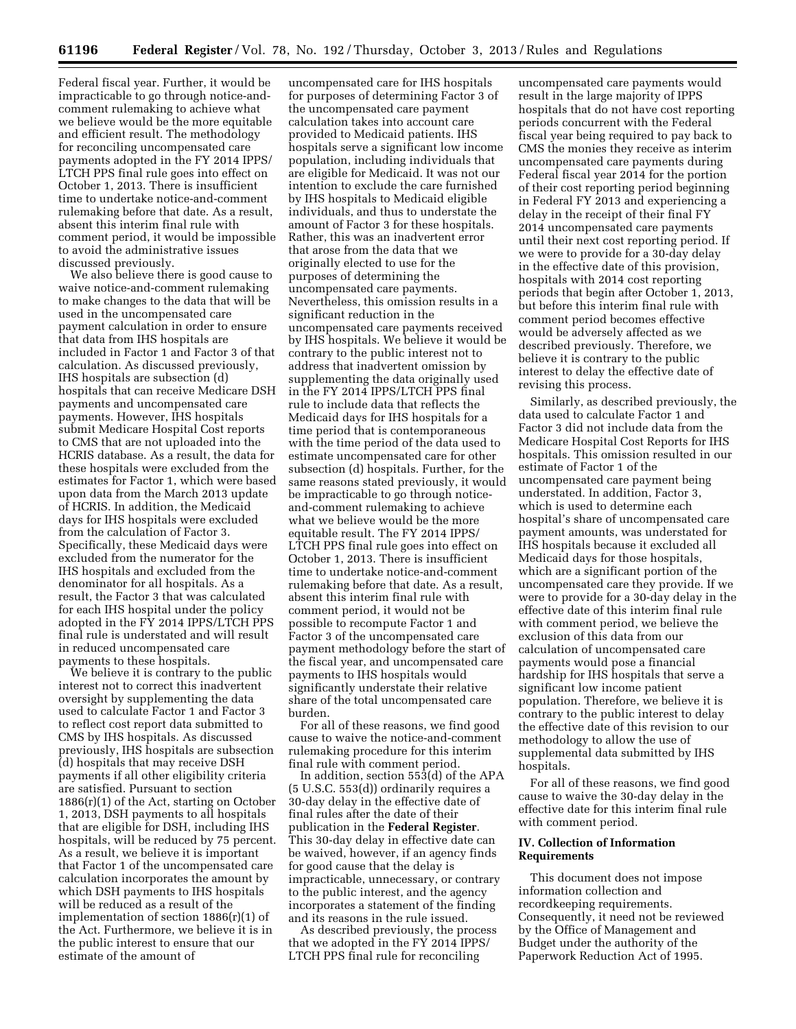Federal fiscal year. Further, it would be impracticable to go through notice-and-comment rulemaking to achieve what we believe would be the more equitable and efficient result. The methodology for reconciling uncompensated care payments adopted in the FY 2014 IPPS/LTCH PPS final rule goes into effect on October 1, 2013. There is insufficient time to undertake notice-and-comment rulemaking before that date. As a result, absent this interim final rule with comment period, it would be impossible to avoid the administrative issues discussed previously.

We also believe there is good cause to waive notice-and-comment rulemaking to make changes to the data that will be used in the uncompensated care payment calculation in order to ensure that data from IHS hospitals are included in Factor 1 and Factor 3 of that calculation. As discussed previously, IHS hospitals are subsection (d) hospitals that can receive Medicare DSH payments and uncompensated care payments. However, IHS hospitals submit Medicare Hospital Cost reports to CMS that are not uploaded into the HCRIS database. As a result, the data for these hospitals were excluded from the estimates for Factor 1, which were based upon data from the March 2013 update of HCRIS. In addition, the Medicaid days for IHS hospitals were excluded from the calculation of Factor 3. Specifically, these Medicaid days were excluded from the numerator for the IHS hospitals and excluded from the denominator for all hospitals. As a result, the Factor 3 that was calculated for each IHS hospital under the policy adopted in the FY 2014 IPPS/LTCH PPS final rule is understated and will result in reduced uncompensated care payments to these hospitals.

We believe it is contrary to the public interest not to correct this inadvertent oversight by supplementing the data used to calculate Factor 1 and Factor 3 to reflect cost report data submitted to CMS by IHS hospitals. As discussed previously, IHS hospitals are subsection (d) hospitals that may receive DSH payments if all other eligibility criteria are satisfied. Pursuant to section 1886(r)(1) of the Act, starting on October 1, 2013, DSH payments to all hospitals that are eligible for DSH, including IHS hospitals, will be reduced by 75 percent. As a result, we believe it is important that Factor 1 of the uncompensated care calculation incorporates the amount by which DSH payments to IHS hospitals will be reduced as a result of the implementation of section 1886(r)(1) of the Act. Furthermore, we believe it is in the public interest to ensure that our estimate of the amount of uncompensated care for IHS hospitals for purposes of determining Factor 3 of the uncompensated care payment calculation takes into account care provided to Medicaid patients. IHS hospitals serve a significant low income population, including individuals that are eligible for Medicaid. It was not our intention to exclude the care furnished by IHS hospitals to Medicaid eligible individuals, and thus to understate the amount of Factor 3 for these hospitals. Rather, this was an inadvertent error that arose from the data that we originally elected to use for the purposes of determining the uncompensated care payments. Nevertheless, this omission results in a significant reduction in the uncompensated care payments received by IHS hospitals. We believe it would be contrary to the public interest not to address that inadvertent omission by supplementing the data originally used in the FY 2014 IPPS/LTCH PPS final rule to include data that reflects the Medicaid days for IHS hospitals for a time period that is contemporaneous with the time period of the data used to estimate uncompensated care for other subsection (d) hospitals. Further, for the same reasons stated previously, it would be impracticable to go through notice-and-comment rulemaking to achieve what we believe would be the more equitable result. The FY 2014 IPPS/LTCH PPS final rule goes into effect on October 1, 2013. There is insufficient time to undertake notice-and-comment rulemaking before that date. As a result, absent this interim final rule with comment period, it would not be possible to recompute Factor 1 and Factor 3 of the uncompensated care payment methodology before the start of the fiscal year, and uncompensated care payments to IHS hospitals would significantly understate their relative share of the total uncompensated care burden.

For all of these reasons, we find good cause to waive the notice-and-comment rulemaking procedure for this interim final rule with comment period.

In addition, section 553(d) of the APA (5 U.S.C. 553(d)) ordinarily requires a 30-day delay in the effective date of final rules after the date of their publication in the **Federal Register**. This 30-day delay in effective date can be waived, however, if an agency finds for good cause that the delay is impracticable, unnecessary, or contrary to the public interest, and the agency incorporates a statement of the finding and its reasons in the rule issued.

As described previously, the process that we adopted in the FY 2014 IPPS/LTCH PPS final rule for reconciling uncompensated care payments would result in the large majority of IPPS hospitals that do not have cost reporting periods concurrent with the Federal fiscal year being required to pay back to CMS the monies they receive as interim uncompensated care payments during Federal fiscal year 2014 for the portion of their cost reporting period beginning in Federal FY 2013 and experiencing a delay in the receipt of their final FY 2014 uncompensated care payments until their next cost reporting period. If we were to provide for a 30-day delay in the effective date of this provision, hospitals with 2014 cost reporting periods that begin after October 1, 2013, but before this interim final rule with comment period becomes effective would be adversely affected as we described previously. Therefore, we believe it is contrary to the public interest to delay the effective date of revising this process.

Similarly, as described previously, the data used to calculate Factor 1 and Factor 3 did not include data from the Medicare Hospital Cost Reports for IHS hospitals. This omission resulted in our estimate of Factor 1 of the uncompensated care payment being understated. In addition, Factor 3, which is used to determine each hospital's share of uncompensated care payment amounts, was understated for IHS hospitals because it excluded all Medicaid days for those hospitals, which are a significant portion of the uncompensated care they provide. If we were to provide for a 30-day delay in the effective date of this interim final rule with comment period, we believe the exclusion of this data from our calculation of uncompensated care payments would pose a financial hardship for IHS hospitals that serve a significant low income patient population. Therefore, we believe it is contrary to the public interest to delay the effective date of this revision to our methodology to allow the use of supplemental data submitted by IHS hospitals.

For all of these reasons, we find good cause to waive the 30-day delay in the effective date for this interim final rule with comment period.

## IV. Collection of Information Requirements

This document does not impose information collection and recordkeeping requirements. Consequently, it need not be reviewed by the Office of Management and Budget under the authority of the Paperwork Reduction Act of 1995.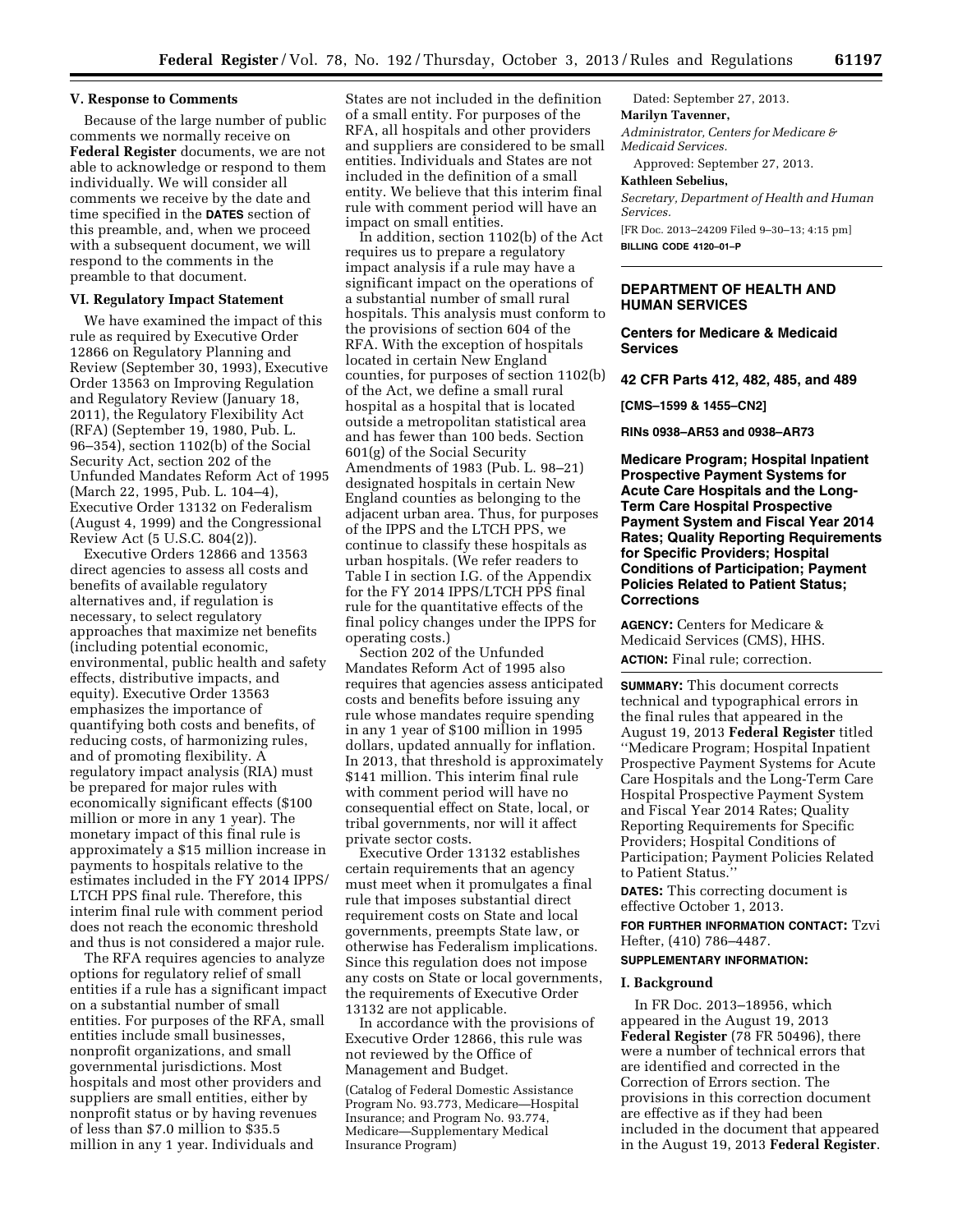### V. Response to Comments

Because of the large number of public comments we normally receive on **Federal Register** documents, we are not able to acknowledge or respond to them individually. We will consider all comments we receive by the date and time specified in the **DATES** section of this preamble, and, when we proceed with a subsequent document, we will respond to the comments in the preamble to that document.

### VI. Regulatory Impact Statement

We have examined the impact of this rule as required by Executive Order 12866 on Regulatory Planning and Review (September 30, 1993), Executive Order 13563 on Improving Regulation and Regulatory Review (January 18, 2011), the Regulatory Flexibility Act (RFA) (September 19, 1980, Pub. L. 96–354), section 1102(b) of the Social Security Act, section 202 of the Unfunded Mandates Reform Act of 1995 (March 22, 1995, Pub. L. 104–4), Executive Order 13132 on Federalism (August 4, 1999) and the Congressional Review Act (5 U.S.C. 804(2)).

Executive Orders 12866 and 13563 direct agencies to assess all costs and benefits of available regulatory alternatives and, if regulation is necessary, to select regulatory approaches that maximize net benefits (including potential economic, environmental, public health and safety effects, distributive impacts, and equity). Executive Order 13563 emphasizes the importance of quantifying both costs and benefits, of reducing costs, of harmonizing rules, and of promoting flexibility. A regulatory impact analysis (RIA) must be prepared for major rules with economically significant effects ($100 million or more in any 1 year). The monetary impact of this final rule is approximately a $15 million increase in payments to hospitals relative to the estimates included in the FY 2014 IPPS/LTCH PPS final rule. Therefore, this interim final rule with comment period does not reach the economic threshold and thus is not considered a major rule.

The RFA requires agencies to analyze options for regulatory relief of small entities if a rule has a significant impact on a substantial number of small entities. For purposes of the RFA, small entities include small businesses, nonprofit organizations, and small governmental jurisdictions. Most hospitals and most other providers and suppliers are small entities, either by nonprofit status or by having revenues of less than $7.0 million to $35.5 million in any 1 year. Individuals and States are not included in the definition of a small entity. For purposes of the RFA, all hospitals and other providers and suppliers are considered to be small entities. Individuals and States are not included in the definition of a small entity. We believe that this interim final rule with comment period will have an impact on small entities.

In addition, section 1102(b) of the Act requires us to prepare a regulatory impact analysis if a rule may have a significant impact on the operations of a substantial number of small rural hospitals. This analysis must conform to the provisions of section 604 of the RFA. With the exception of hospitals located in certain New England counties, for purposes of section 1102(b) of the Act, we define a small rural hospital as a hospital that is located outside a metropolitan statistical area and has fewer than 100 beds. Section 601(g) of the Social Security Amendments of 1983 (Pub. L. 98–21) designated hospitals in certain New England counties as belonging to the adjacent urban area. Thus, for purposes of the IPPS and the LTCH PPS, we continue to classify these hospitals as urban hospitals. (We refer readers to Table I in section I.G. of the Appendix for the FY 2014 IPPS/LTCH PPS final rule for the quantitative effects of the final policy changes under the IPPS for operating costs.)

Section 202 of the Unfunded Mandates Reform Act of 1995 also requires that agencies assess anticipated costs and benefits before issuing any rule whose mandates require spending in any 1 year of $100 million in 1995 dollars, updated annually for inflation. In 2013, that threshold is approximately $141 million. This interim final rule with comment period will have no consequential effect on State, local, or tribal governments, nor will it affect private sector costs.

Executive Order 13132 establishes certain requirements that an agency must meet when it promulgates a final rule that imposes substantial direct requirement costs on State and local governments, preempts State law, or otherwise has Federalism implications. Since this regulation does not impose any costs on State or local governments, the requirements of Executive Order 13132 are not applicable.

In accordance with the provisions of Executive Order 12866, this rule was not reviewed by the Office of Management and Budget.

(Catalog of Federal Domestic Assistance Program No. 93.773, Medicare—Hospital Insurance; and Program No. 93.774, Medicare—Supplementary Medical Insurance Program)

Dated: September 27, 2013.

**Marilyn Tavenner,**

*Administrator, Centers for Medicare & Medicaid Services.*

Approved: September 27, 2013.

**Kathleen Sebelius,**

*Secretary, Department of Health and Human Services.*

[FR Doc. 2013–24209 Filed 9–30–13; 4:15 pm]

**BILLING CODE 4120–01–P**

---

**DEPARTMENT OF HEALTH AND HUMAN SERVICES**

**Centers for Medicare & Medicaid Services**

**42 CFR Parts 412, 482, 485, and 489**

**[CMS–1599 & 1455–CN2]**

**RINs 0938–AR53 and 0938–AR73**

## Medicare Program; Hospital Inpatient Prospective Payment Systems for Acute Care Hospitals and the Long-Term Care Hospital Prospective Payment System and Fiscal Year 2014 Rates; Quality Reporting Requirements for Specific Providers; Hospital Conditions of Participation; Payment Policies Related to Patient Status; Corrections

**AGENCY:** Centers for Medicare & Medicaid Services (CMS), HHS.

**ACTION:** Final rule; correction.

**SUMMARY:** This document corrects technical and typographical errors in the final rules that appeared in the August 19, 2013 **Federal Register** titled ''Medicare Program; Hospital Inpatient Prospective Payment Systems for Acute Care Hospitals and the Long-Term Care Hospital Prospective Payment System and Fiscal Year 2014 Rates; Quality Reporting Requirements for Specific Providers; Hospital Conditions of Participation; Payment Policies Related to Patient Status.''

**DATES:** This correcting document is effective October 1, 2013.

**FOR FURTHER INFORMATION CONTACT:** Tzvi Hefter, (410) 786–4487.

**SUPPLEMENTARY INFORMATION:**

### I. Background

In FR Doc. 2013–18956, which appeared in the August 19, 2013 **Federal Register** (78 FR 50496), there were a number of technical errors that are identified and corrected in the Correction of Errors section. The provisions in this correction document are effective as if they had been included in the document that appeared in the August 19, 2013 **Federal Register**.